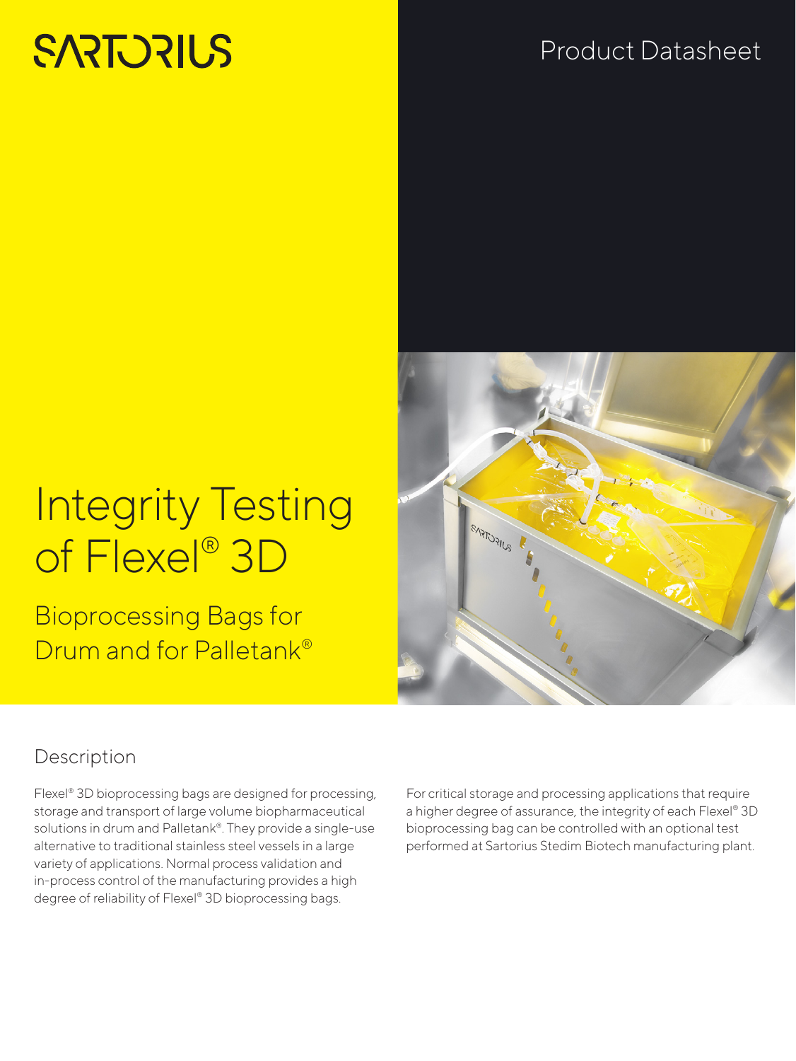SARTORIUS

Product Datasheet

# Integrity Testing of Flexel® 3D

## Bioprocessing Bags for Drum and for Palletank®

## Description

Flexel® 3D bioprocessing bags are designed for processing, storage and transport of large volume biopharmaceutical solutions in drum and Palletank®. They provide a single-use alternative to traditional stainless steel vessels in a large variety of applications. Normal process validation and in-process control of the manufacturing provides a high degree of reliability of Flexel® 3D bioprocessing bags.

For critical storage and processing applications that require a higher degree of assurance, the integrity of each Flexel® 3D bioprocessing bag can be controlled with an optional test performed at Sartorius Stedim Biotech manufacturing plant.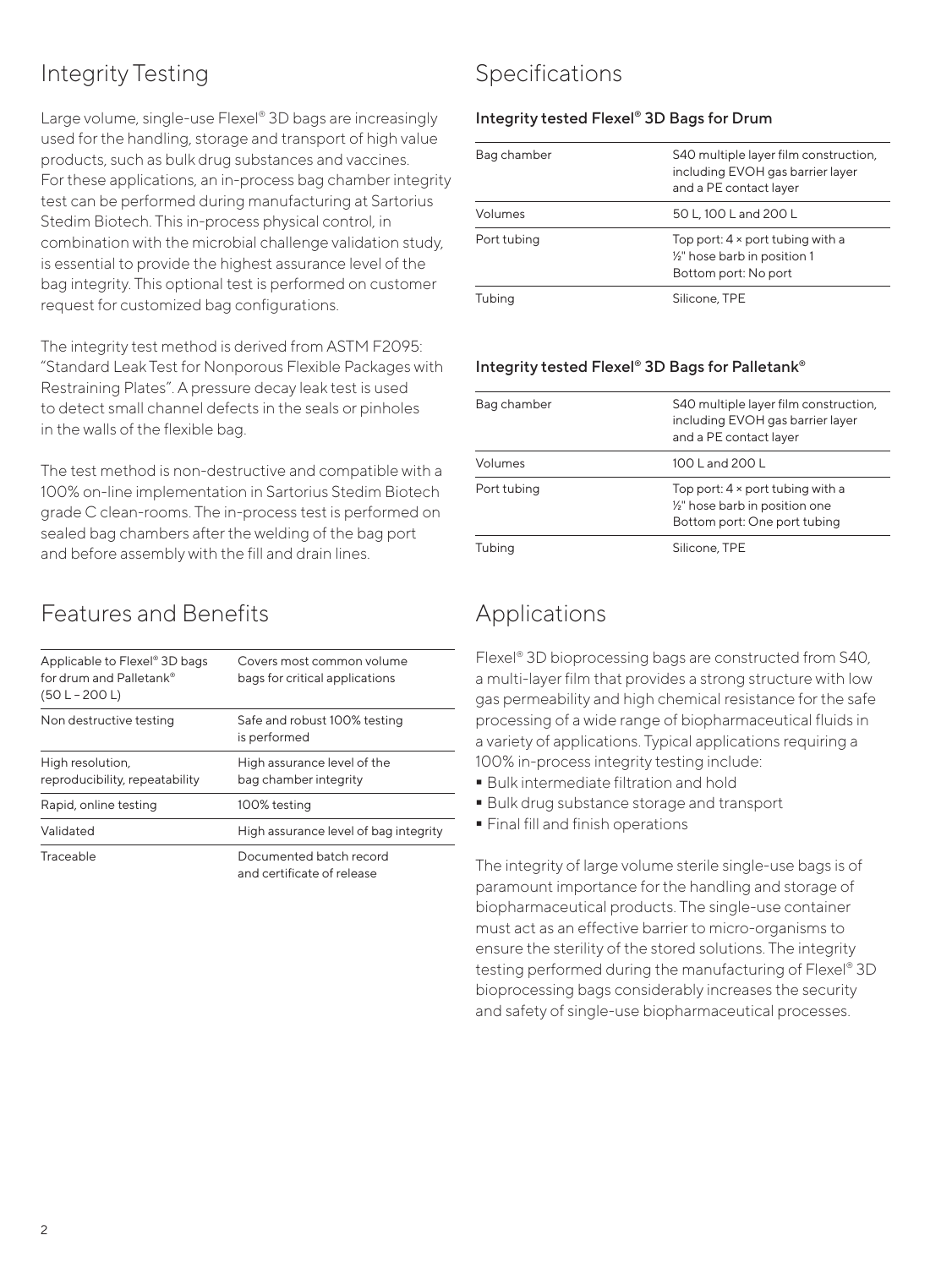## Integrity Testing

Large volume, single-use Flexel® 3D bags are increasingly used for the handling, storage and transport of high value products, such as bulk drug substances and vaccines. For these applications, an in-process bag chamber integrity test can be performed during manufacturing at Sartorius Stedim Biotech. This in-process physical control, in combination with the microbial challenge validation study, is essential to provide the highest assurance level of the bag integrity. This optional test is performed on customer request for customized bag configurations.

The integrity test method is derived from ASTM F2095: "Standard Leak Test for Nonporous Flexible Packages with Restraining Plates". A pressure decay leak test is used to detect small channel defects in the seals or pinholes in the walls of the flexible bag.

The test method is non-destructive and compatible with a 100% on-line implementation in Sartorius Stedim Biotech grade C clean-rooms. The in-process test is performed on sealed bag chambers after the welding of the bag port and before assembly with the fill and drain lines.

## Features and Benefits

| | |
|---|---|
| Applicable to Flexel® 3D bags for drum and Palletank® (50 L – 200 L) | Covers most common volume bags for critical applications |
| Non destructive testing | Safe and robust 100% testing is performed |
| High resolution, reproducibility, repeatability | High assurance level of the bag chamber integrity |
| Rapid, online testing | 100% testing |
| Validated | High assurance level of bag integrity |
| Traceable | Documented batch record and certificate of release |

## Specifications

### Integrity tested Flexel® 3D Bags for Drum

| | |
|---|---|
| Bag chamber | S40 multiple layer film construction, including EVOH gas barrier layer and a PE contact layer |
| Volumes | 50 L, 100 L and 200 L |
| Port tubing | Top port: 4 × port tubing with a ½" hose barb in position 1<br>Bottom port: No port |
| Tubing | Silicone, TPE |

### Integrity tested Flexel® 3D Bags for Palletank®

| | |
|---|---|
| Bag chamber | S40 multiple layer film construction, including EVOH gas barrier layer and a PE contact layer |
| Volumes | 100 L and 200 L |
| Port tubing | Top port: 4 × port tubing with a ½" hose barb in position one<br>Bottom port: One port tubing |
| Tubing | Silicone, TPE |

## Applications

Flexel® 3D bioprocessing bags are constructed from S40, a multi-layer film that provides a strong structure with low gas permeability and high chemical resistance for the safe processing of a wide range of biopharmaceutical fluids in a variety of applications. Typical applications requiring a 100% in-process integrity testing include:

- Bulk intermediate filtration and hold
- Bulk drug substance storage and transport
- Final fill and finish operations

The integrity of large volume sterile single-use bags is of paramount importance for the handling and storage of biopharmaceutical products. The single-use container must act as an effective barrier to micro-organisms to ensure the sterility of the stored solutions. The integrity testing performed during the manufacturing of Flexel® 3D bioprocessing bags considerably increases the security and safety of single-use biopharmaceutical processes.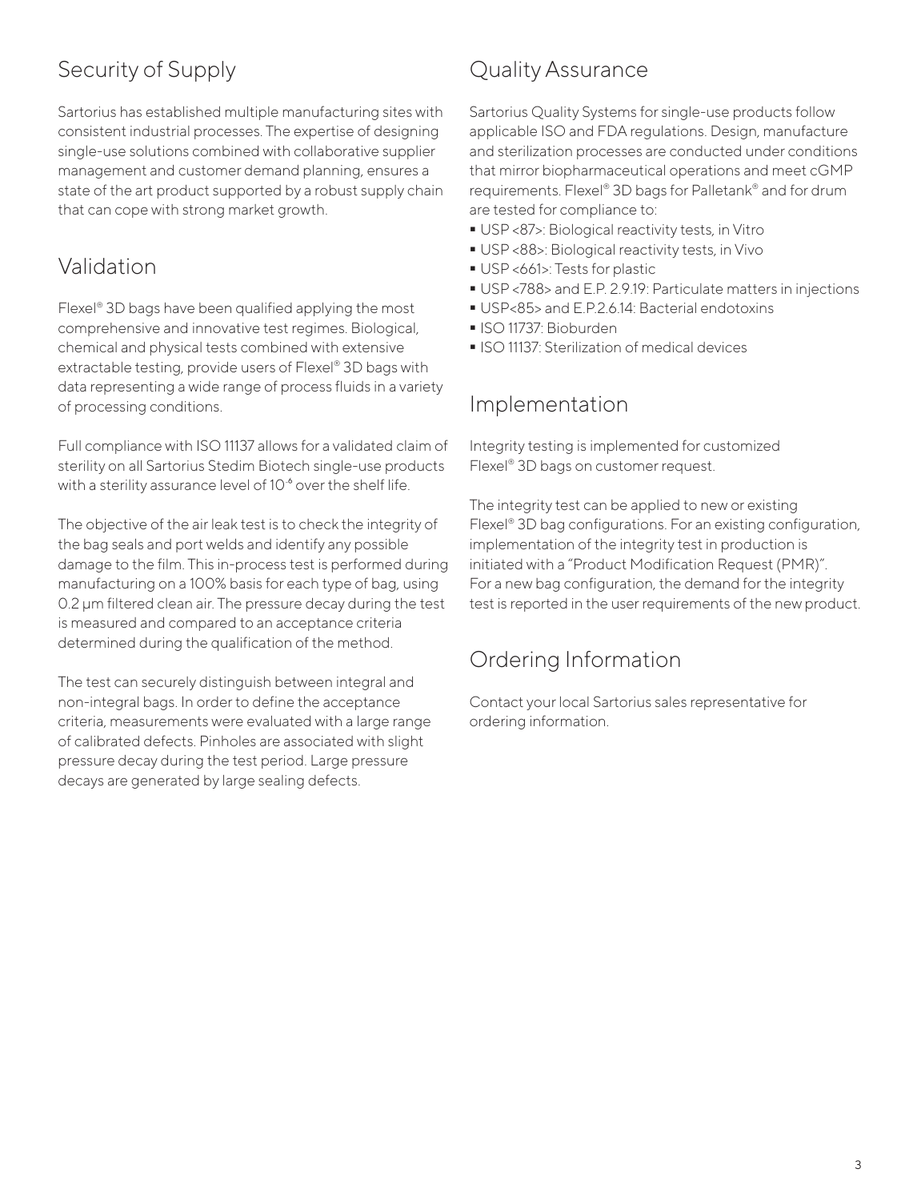## Security of Supply

Sartorius has established multiple manufacturing sites with consistent industrial processes. The expertise of designing single-use solutions combined with collaborative supplier management and customer demand planning, ensures a state of the art product supported by a robust supply chain that can cope with strong market growth.

## Validation

Flexel® 3D bags have been qualified applying the most comprehensive and innovative test regimes. Biological, chemical and physical tests combined with extensive extractable testing, provide users of Flexel® 3D bags with data representing a wide range of process fluids in a variety of processing conditions.

Full compliance with ISO 11137 allows for a validated claim of sterility on all Sartorius Stedim Biotech single-use products with a sterility assurance level of $10^{-6}$ over the shelf life.

The objective of the air leak test is to check the integrity of the bag seals and port welds and identify any possible damage to the film. This in-process test is performed during manufacturing on a 100% basis for each type of bag, using 0.2 µm filtered clean air. The pressure decay during the test is measured and compared to an acceptance criteria determined during the qualification of the method.

The test can securely distinguish between integral and non-integral bags. In order to define the acceptance criteria, measurements were evaluated with a large range of calibrated defects. Pinholes are associated with slight pressure decay during the test period. Large pressure decays are generated by large sealing defects.

## Quality Assurance

Sartorius Quality Systems for single-use products follow applicable ISO and FDA regulations. Design, manufacture and sterilization processes are conducted under conditions that mirror biopharmaceutical operations and meet cGMP requirements. Flexel® 3D bags for Palletank® and for drum are tested for compliance to:

- USP <87>: Biological reactivity tests, in Vitro
- USP <88>: Biological reactivity tests, in Vivo
- USP <661>: Tests for plastic
- USP <788> and E.P. 2.9.19: Particulate matters in injections
- USP<85> and E.P.2.6.14: Bacterial endotoxins
- ISO 11737: Bioburden
- ISO 11137: Sterilization of medical devices

## Implementation

Integrity testing is implemented for customized Flexel® 3D bags on customer request.

The integrity test can be applied to new or existing Flexel® 3D bag configurations. For an existing configuration, implementation of the integrity test in production is initiated with a "Product Modification Request (PMR)". For a new bag configuration, the demand for the integrity test is reported in the user requirements of the new product.

## Ordering Information

Contact your local Sartorius sales representative for ordering information.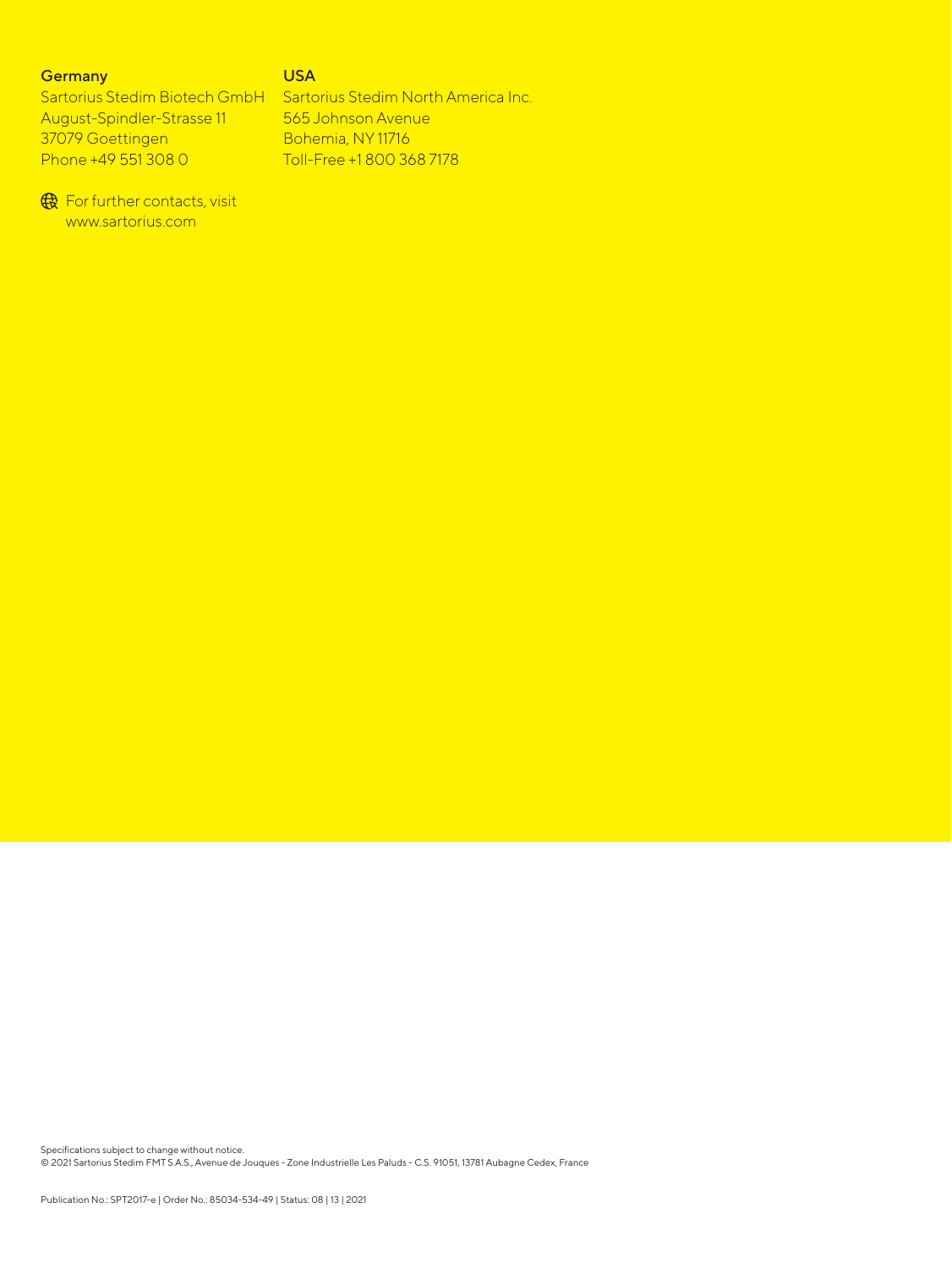**Germany**

Sartorius Stedim Biotech GmbH
August-Spindler-Strasse 11
37079 Goettingen
Phone +49 551 308 0

**USA**

Sartorius Stedim North America Inc.
565 Johnson Avenue
Bohemia, NY 11716
Toll-Free +1 800 368 7178

For further contacts, visit
www.sartorius.com

Specifications subject to change without notice.
© 2021 Sartorius Stedim FMT S.A.S., Avenue de Jouques - Zone Industrielle Les Paluds - C.S. 91051, 13781 Aubagne Cedex, France

Publication No.: SPT2017-e | Order No.: 85034-534-49 | Status: 08 | 13 | 2021